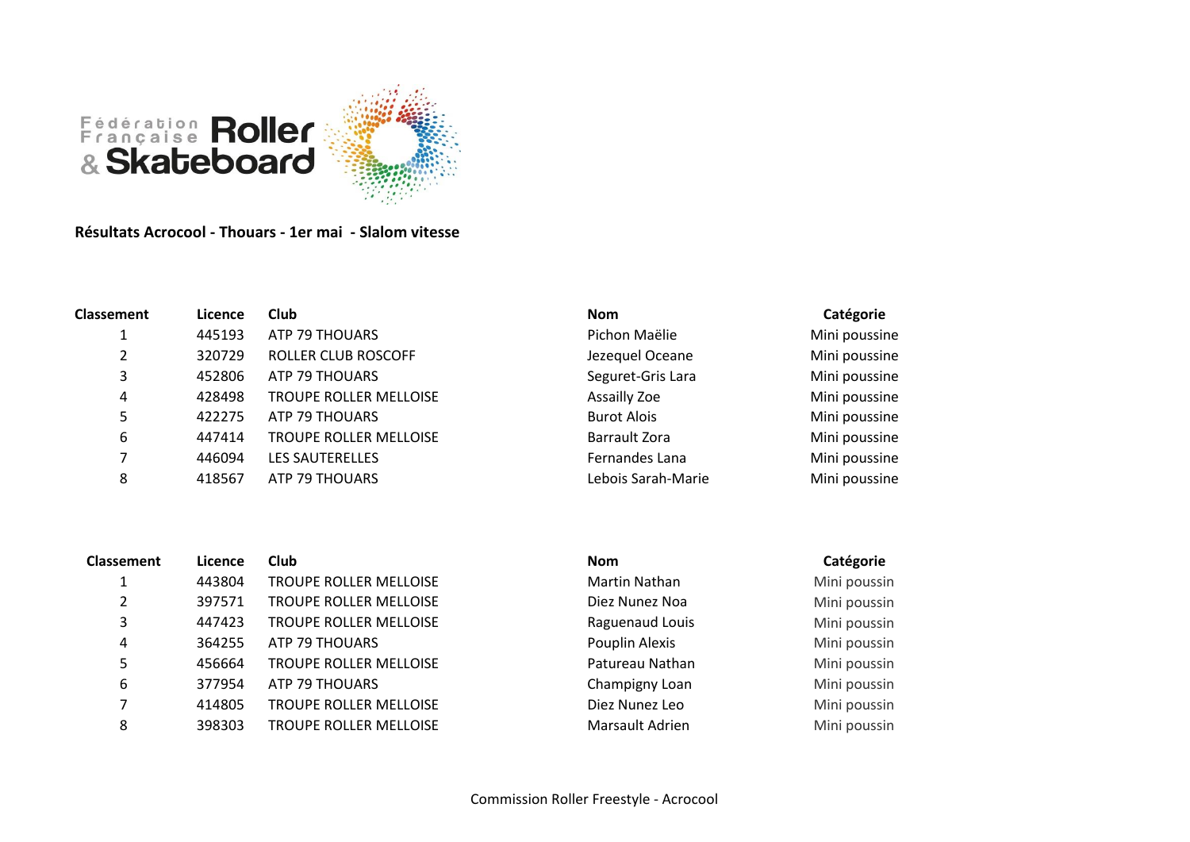Fédération Française Roller & Skateboard

**Résultats Acrocool - Thouars - 1er mai - Slalom vitesse**

| Classement | Licence | Club | Nom | Catégorie |
|---|---|---|---|---|
| 1 | 445193 | ATP 79 THOUARS | Pichon Maëlie | Mini poussine |
| 2 | 320729 | ROLLER CLUB ROSCOFF | Jezequel Oceane | Mini poussine |
| 3 | 452806 | ATP 79 THOUARS | Seguret-Gris Lara | Mini poussine |
| 4 | 428498 | TROUPE ROLLER MELLOISE | Assailly Zoe | Mini poussine |
| 5 | 422275 | ATP 79 THOUARS | Burot Alois | Mini poussine |
| 6 | 447414 | TROUPE ROLLER MELLOISE | Barrault Zora | Mini poussine |
| 7 | 446094 | LES SAUTERELLES | Fernandes Lana | Mini poussine |
| 8 | 418567 | ATP 79 THOUARS | Lebois Sarah-Marie | Mini poussine |

| Classement | Licence | Club | Nom | Catégorie |
|---|---|---|---|---|
| 1 | 443804 | TROUPE ROLLER MELLOISE | Martin Nathan | Mini poussin |
| 2 | 397571 | TROUPE ROLLER MELLOISE | Diez Nunez Noa | Mini poussin |
| 3 | 447423 | TROUPE ROLLER MELLOISE | Raguenaud Louis | Mini poussin |
| 4 | 364255 | ATP 79 THOUARS | Pouplin Alexis | Mini poussin |
| 5 | 456664 | TROUPE ROLLER MELLOISE | Patureau Nathan | Mini poussin |
| 6 | 377954 | ATP 79 THOUARS | Champigny Loan | Mini poussin |
| 7 | 414805 | TROUPE ROLLER MELLOISE | Diez Nunez Leo | Mini poussin |
| 8 | 398303 | TROUPE ROLLER MELLOISE | Marsault Adrien | Mini poussin |

Commission Roller Freestyle - Acrocool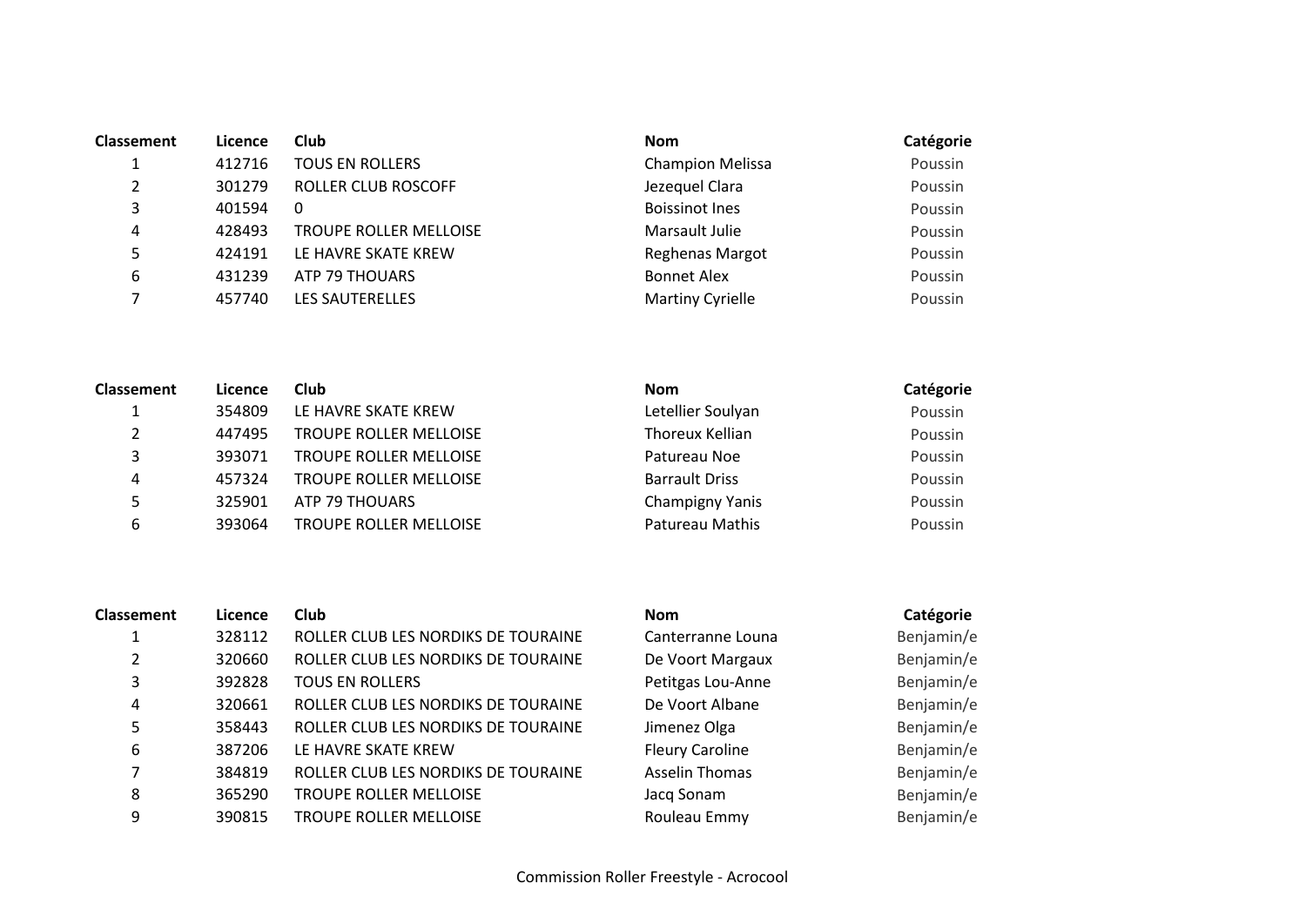| Classement | Licence | Club | Nom | Catégorie |
|---|---|---|---|---|
| 1 | 412716 | TOUS EN ROLLERS | Champion Melissa | Poussin |
| 2 | 301279 | ROLLER CLUB ROSCOFF | Jezequel Clara | Poussin |
| 3 | 401594 | 0 | Boissinot Ines | Poussin |
| 4 | 428493 | TROUPE ROLLER MELLOISE | Marsault Julie | Poussin |
| 5 | 424191 | LE HAVRE SKATE KREW | Reghenas Margot | Poussin |
| 6 | 431239 | ATP 79 THOUARS | Bonnet Alex | Poussin |
| 7 | 457740 | LES SAUTERELLES | Martiny Cyrielle | Poussin |

| Classement | Licence | Club | Nom | Catégorie |
|---|---|---|---|---|
| 1 | 354809 | LE HAVRE SKATE KREW | Letellier Soulyan | Poussin |
| 2 | 447495 | TROUPE ROLLER MELLOISE | Thoreux Kellian | Poussin |
| 3 | 393071 | TROUPE ROLLER MELLOISE | Patureau Noe | Poussin |
| 4 | 457324 | TROUPE ROLLER MELLOISE | Barrault Driss | Poussin |
| 5 | 325901 | ATP 79 THOUARS | Champigny Yanis | Poussin |
| 6 | 393064 | TROUPE ROLLER MELLOISE | Patureau Mathis | Poussin |

| Classement | Licence | Club | Nom | Catégorie |
|---|---|---|---|---|
| 1 | 328112 | ROLLER CLUB LES NORDIKS DE TOURAINE | Canterranne Louna | Benjamin/e |
| 2 | 320660 | ROLLER CLUB LES NORDIKS DE TOURAINE | De Voort Margaux | Benjamin/e |
| 3 | 392828 | TOUS EN ROLLERS | Petitgas Lou-Anne | Benjamin/e |
| 4 | 320661 | ROLLER CLUB LES NORDIKS DE TOURAINE | De Voort Albane | Benjamin/e |
| 5 | 358443 | ROLLER CLUB LES NORDIKS DE TOURAINE | Jimenez Olga | Benjamin/e |
| 6 | 387206 | LE HAVRE SKATE KREW | Fleury Caroline | Benjamin/e |
| 7 | 384819 | ROLLER CLUB LES NORDIKS DE TOURAINE | Asselin Thomas | Benjamin/e |
| 8 | 365290 | TROUPE ROLLER MELLOISE | Jacq Sonam | Benjamin/e |
| 9 | 390815 | TROUPE ROLLER MELLOISE | Rouleau Emmy | Benjamin/e |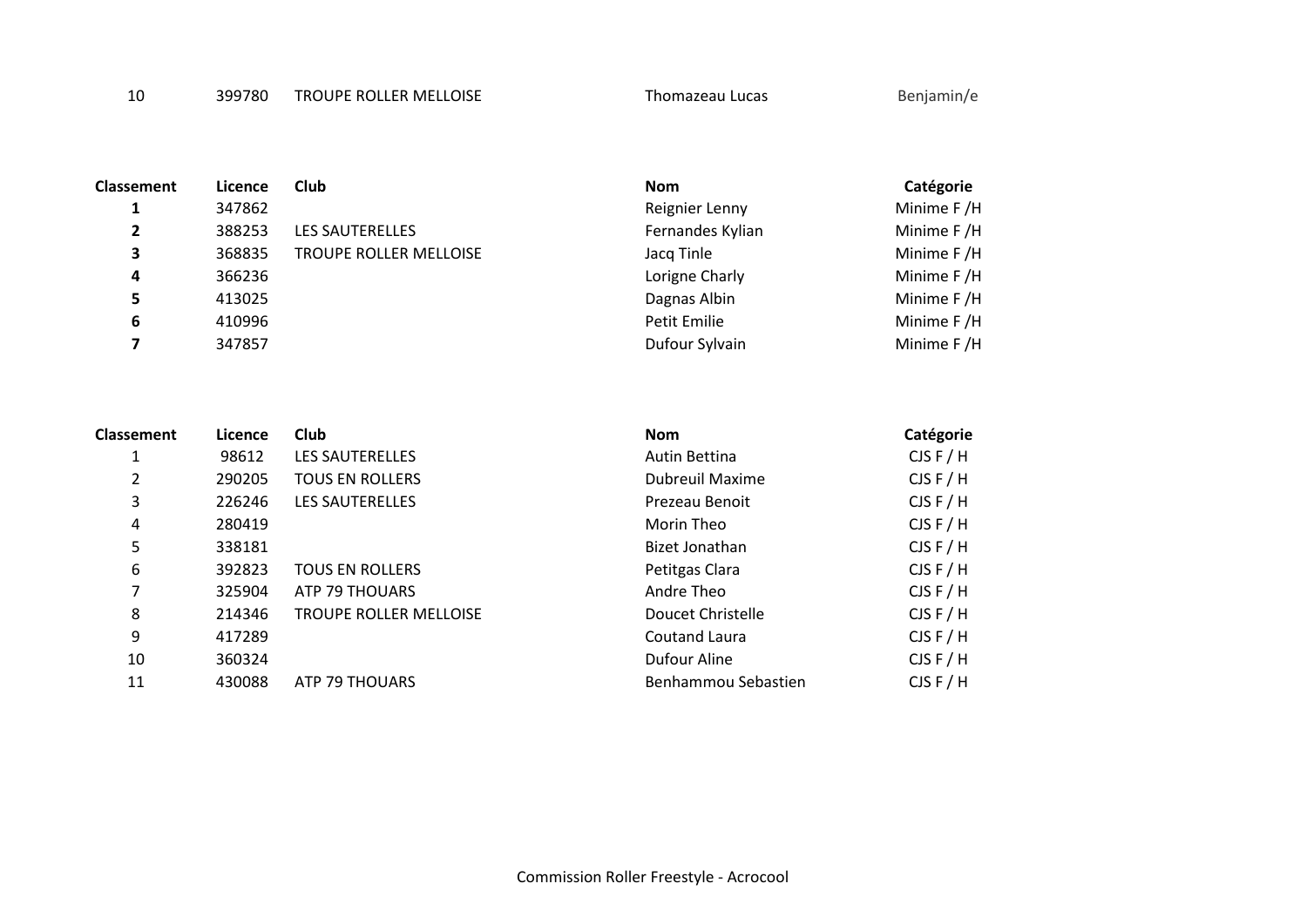| 10 | 399780 | TROUPE ROLLER MELLOISE | Thomazeau Lucas | Benjamin/e |
|---|---|---|---|---|

| Classement | Licence | Club | Nom | Catégorie |
|---|---|---|---|---|
| **1** | 347862 | | Reignier Lenny | Minime F /H |
| **2** | 388253 | LES SAUTERELLES | Fernandes Kylian | Minime F /H |
| **3** | 368835 | TROUPE ROLLER MELLOISE | Jacq Tinle | Minime F /H |
| **4** | 366236 | | Lorigne Charly | Minime F /H |
| **5** | 413025 | | Dagnas Albin | Minime F /H |
| **6** | 410996 | | Petit Emilie | Minime F /H |
| **7** | 347857 | | Dufour Sylvain | Minime F /H |

| Classement | Licence | Club | Nom | Catégorie |
|---|---|---|---|---|
| 1 | 98612 | LES SAUTERELLES | Autin Bettina | CJS F / H |
| 2 | 290205 | TOUS EN ROLLERS | Dubreuil Maxime | CJS F / H |
| 3 | 226246 | LES SAUTERELLES | Prezeau Benoit | CJS F / H |
| 4 | 280419 | | Morin Theo | CJS F / H |
| 5 | 338181 | | Bizet Jonathan | CJS F / H |
| 6 | 392823 | TOUS EN ROLLERS | Petitgas Clara | CJS F / H |
| 7 | 325904 | ATP 79 THOUARS | Andre Theo | CJS F / H |
| 8 | 214346 | TROUPE ROLLER MELLOISE | Doucet Christelle | CJS F / H |
| 9 | 417289 | | Coutand Laura | CJS F / H |
| 10 | 360324 | | Dufour Aline | CJS F / H |
| 11 | 430088 | ATP 79 THOUARS | Benhammou Sebastien | CJS F / H |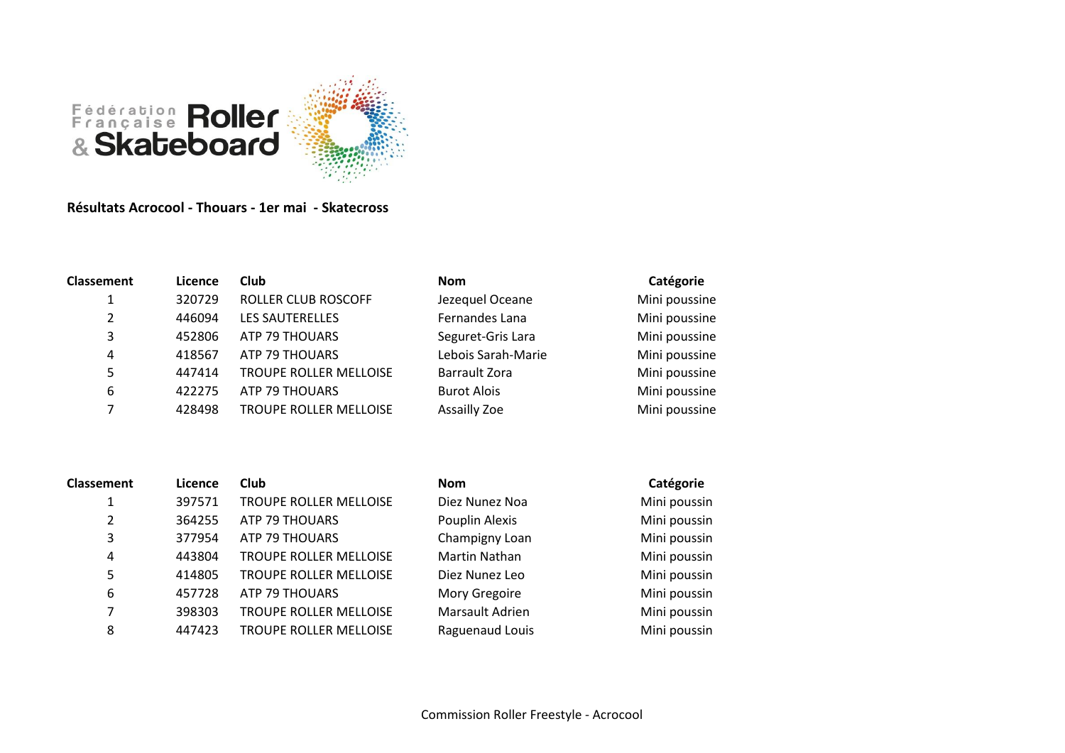**Résultats Acrocool - Thouars - 1er mai - Skatecross**

| Classement | Licence | Club | Nom | Catégorie |
|---|---|---|---|---|
| 1 | 320729 | ROLLER CLUB ROSCOFF | Jezequel Oceane | Mini poussine |
| 2 | 446094 | LES SAUTERELLES | Fernandes Lana | Mini poussine |
| 3 | 452806 | ATP 79 THOUARS | Seguret-Gris Lara | Mini poussine |
| 4 | 418567 | ATP 79 THOUARS | Lebois Sarah-Marie | Mini poussine |
| 5 | 447414 | TROUPE ROLLER MELLOISE | Barrault Zora | Mini poussine |
| 6 | 422275 | ATP 79 THOUARS | Burot Alois | Mini poussine |
| 7 | 428498 | TROUPE ROLLER MELLOISE | Assailly Zoe | Mini poussine |

| Classement | Licence | Club | Nom | Catégorie |
|---|---|---|---|---|
| 1 | 397571 | TROUPE ROLLER MELLOISE | Diez Nunez Noa | Mini poussin |
| 2 | 364255 | ATP 79 THOUARS | Pouplin Alexis | Mini poussin |
| 3 | 377954 | ATP 79 THOUARS | Champigny Loan | Mini poussin |
| 4 | 443804 | TROUPE ROLLER MELLOISE | Martin Nathan | Mini poussin |
| 5 | 414805 | TROUPE ROLLER MELLOISE | Diez Nunez Leo | Mini poussin |
| 6 | 457728 | ATP 79 THOUARS | Mory Gregoire | Mini poussin |
| 7 | 398303 | TROUPE ROLLER MELLOISE | Marsault Adrien | Mini poussin |
| 8 | 447423 | TROUPE ROLLER MELLOISE | Raguenaud Louis | Mini poussin |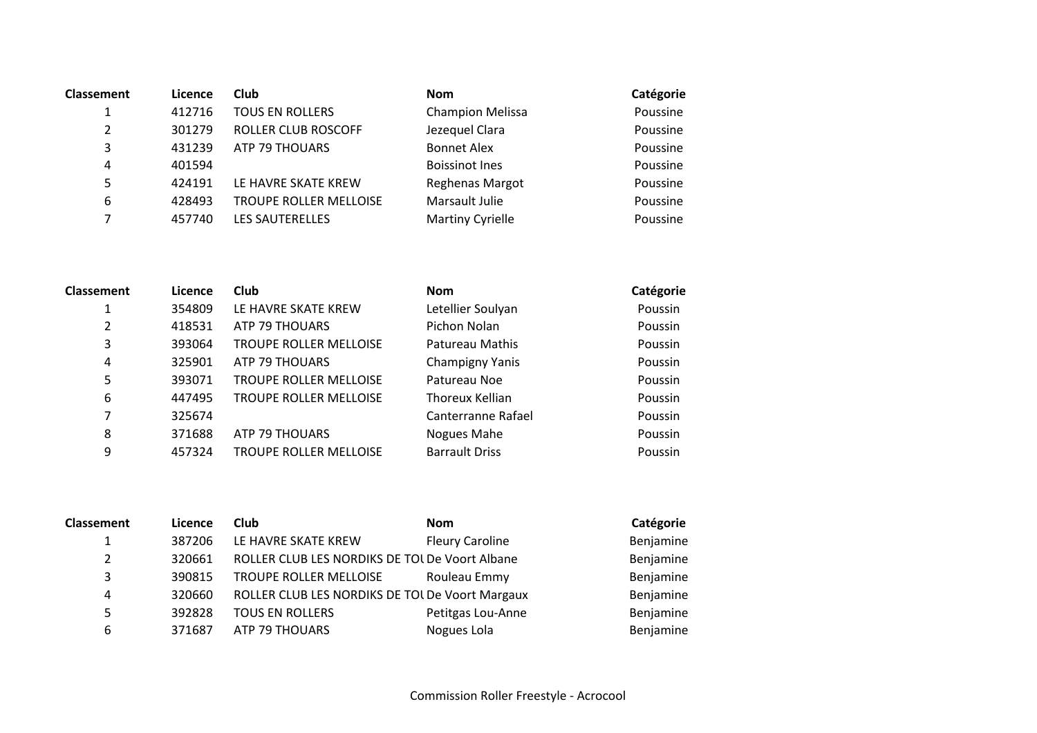| Classement | Licence | Club | Nom | Catégorie |
|---|---|---|---|---|
| 1 | 412716 | TOUS EN ROLLERS | Champion Melissa | Poussine |
| 2 | 301279 | ROLLER CLUB ROSCOFF | Jezequel Clara | Poussine |
| 3 | 431239 | ATP 79 THOUARS | Bonnet Alex | Poussine |
| 4 | 401594 | | Boissinot Ines | Poussine |
| 5 | 424191 | LE HAVRE SKATE KREW | Reghenas Margot | Poussine |
| 6 | 428493 | TROUPE ROLLER MELLOISE | Marsault Julie | Poussine |
| 7 | 457740 | LES SAUTERELLES | Martiny Cyrielle | Poussine |

| Classement | Licence | Club | Nom | Catégorie |
|---|---|---|---|---|
| 1 | 354809 | LE HAVRE SKATE KREW | Letellier Soulyan | Poussin |
| 2 | 418531 | ATP 79 THOUARS | Pichon Nolan | Poussin |
| 3 | 393064 | TROUPE ROLLER MELLOISE | Patureau Mathis | Poussin |
| 4 | 325901 | ATP 79 THOUARS | Champigny Yanis | Poussin |
| 5 | 393071 | TROUPE ROLLER MELLOISE | Patureau Noe | Poussin |
| 6 | 447495 | TROUPE ROLLER MELLOISE | Thoreux Kellian | Poussin |
| 7 | 325674 | | Canterranne Rafael | Poussin |
| 8 | 371688 | ATP 79 THOUARS | Nogues Mahe | Poussin |
| 9 | 457324 | TROUPE ROLLER MELLOISE | Barrault Driss | Poussin |

| Classement | Licence | Club | Nom | Catégorie |
|---|---|---|---|---|
| 1 | 387206 | LE HAVRE SKATE KREW | Fleury Caroline | Benjamine |
| 2 | 320661 | ROLLER CLUB LES NORDIKS DE TOU | De Voort Albane | Benjamine |
| 3 | 390815 | TROUPE ROLLER MELLOISE | Rouleau Emmy | Benjamine |
| 4 | 320660 | ROLLER CLUB LES NORDIKS DE TOU | De Voort Margaux | Benjamine |
| 5 | 392828 | TOUS EN ROLLERS | Petitgas Lou-Anne | Benjamine |
| 6 | 371687 | ATP 79 THOUARS | Nogues Lola | Benjamine |

Commission Roller Freestyle - Acrocool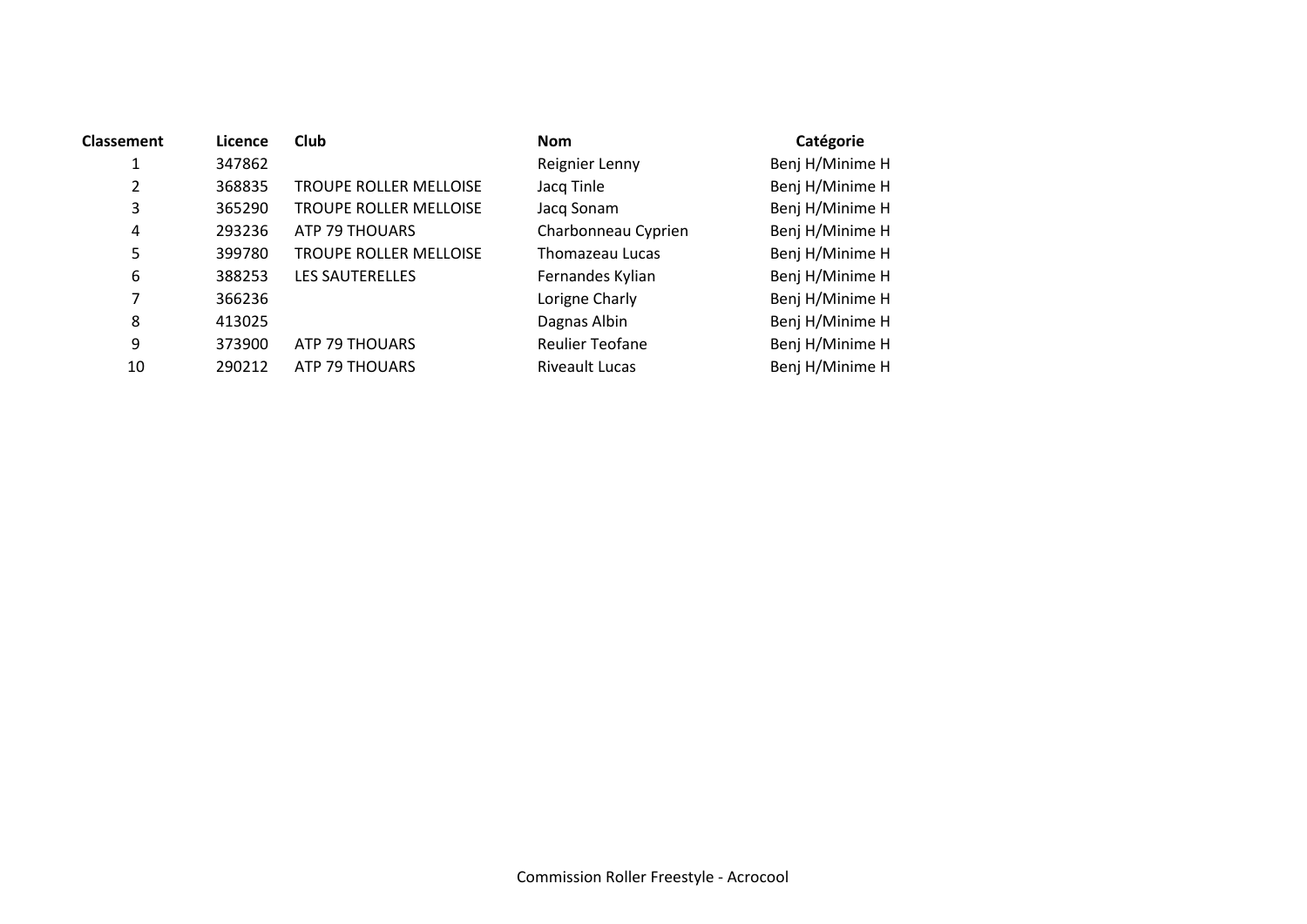| Classement | Licence | Club | Nom | Catégorie |
|---|---|---|---|---|
| 1 | 347862 | | Reignier Lenny | Benj H/Minime H |
| 2 | 368835 | TROUPE ROLLER MELLOISE | Jacq Tinle | Benj H/Minime H |
| 3 | 365290 | TROUPE ROLLER MELLOISE | Jacq Sonam | Benj H/Minime H |
| 4 | 293236 | ATP 79 THOUARS | Charbonneau Cyprien | Benj H/Minime H |
| 5 | 399780 | TROUPE ROLLER MELLOISE | Thomazeau Lucas | Benj H/Minime H |
| 6 | 388253 | LES SAUTERELLES | Fernandes Kylian | Benj H/Minime H |
| 7 | 366236 | | Lorigne Charly | Benj H/Minime H |
| 8 | 413025 | | Dagnas Albin | Benj H/Minime H |
| 9 | 373900 | ATP 79 THOUARS | Reulier Teofane | Benj H/Minime H |
| 10 | 290212 | ATP 79 THOUARS | Riveault Lucas | Benj H/Minime H |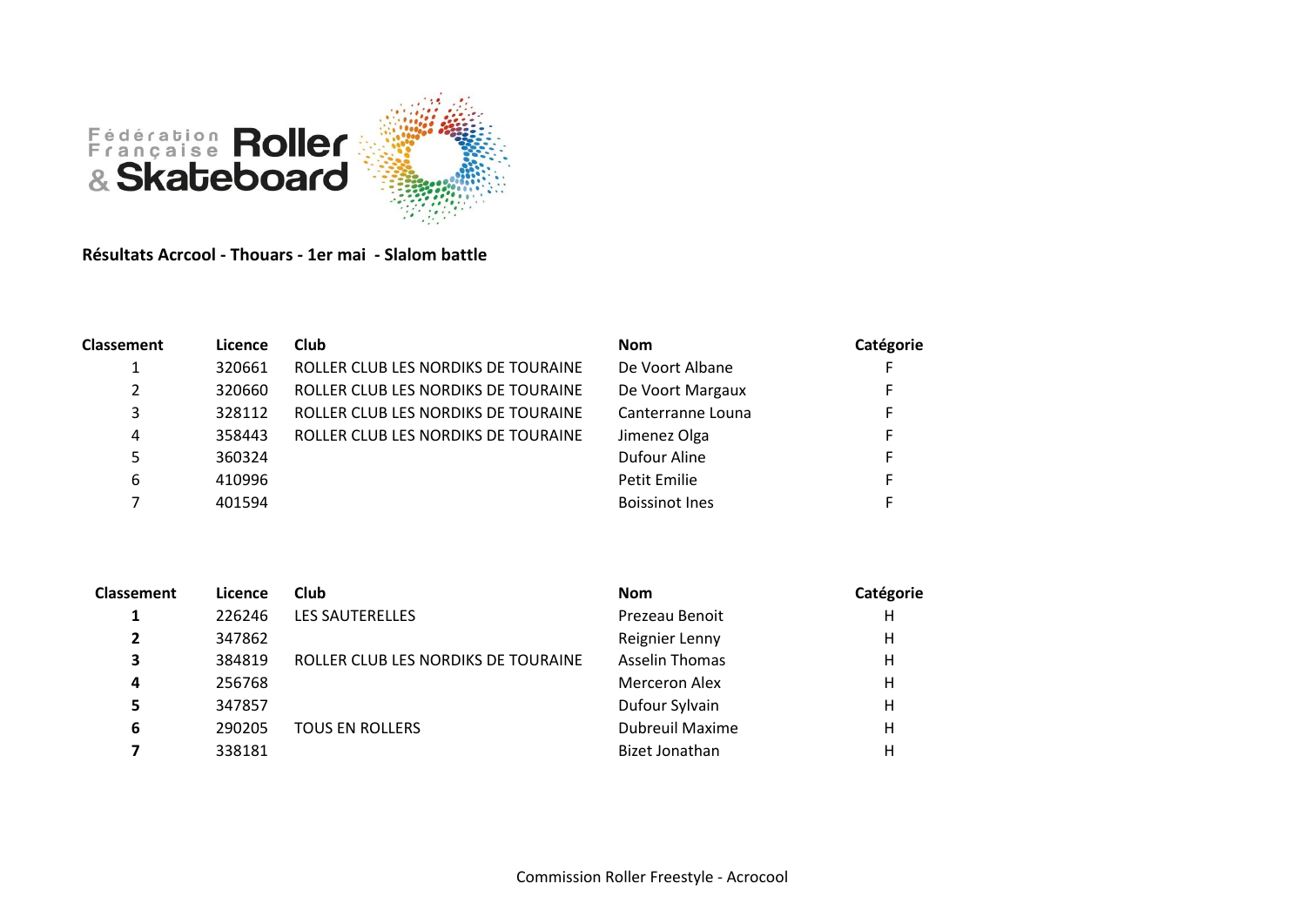**Résultats Acrcool - Thouars - 1er mai - Slalom battle**

| Classement | Licence | Club | Nom | Catégorie |
|---|---|---|---|---|
| 1 | 320661 | ROLLER CLUB LES NORDIKS DE TOURAINE | De Voort Albane | F |
| 2 | 320660 | ROLLER CLUB LES NORDIKS DE TOURAINE | De Voort Margaux | F |
| 3 | 328112 | ROLLER CLUB LES NORDIKS DE TOURAINE | Canterranne Louna | F |
| 4 | 358443 | ROLLER CLUB LES NORDIKS DE TOURAINE | Jimenez Olga | F |
| 5 | 360324 | | Dufour Aline | F |
| 6 | 410996 | | Petit Emilie | F |
| 7 | 401594 | | Boissinot Ines | F |

| Classement | Licence | Club | Nom | Catégorie |
|---|---|---|---|---|
| **1** | 226246 | LES SAUTERELLES | Prezeau Benoit | H |
| **2** | 347862 | | Reignier Lenny | H |
| **3** | 384819 | ROLLER CLUB LES NORDIKS DE TOURAINE | Asselin Thomas | H |
| **4** | 256768 | | Merceron Alex | H |
| **5** | 347857 | | Dufour Sylvain | H |
| **6** | 290205 | TOUS EN ROLLERS | Dubreuil Maxime | H |
| **7** | 338181 | | Bizet Jonathan | H |

Commission Roller Freestyle - Acrocool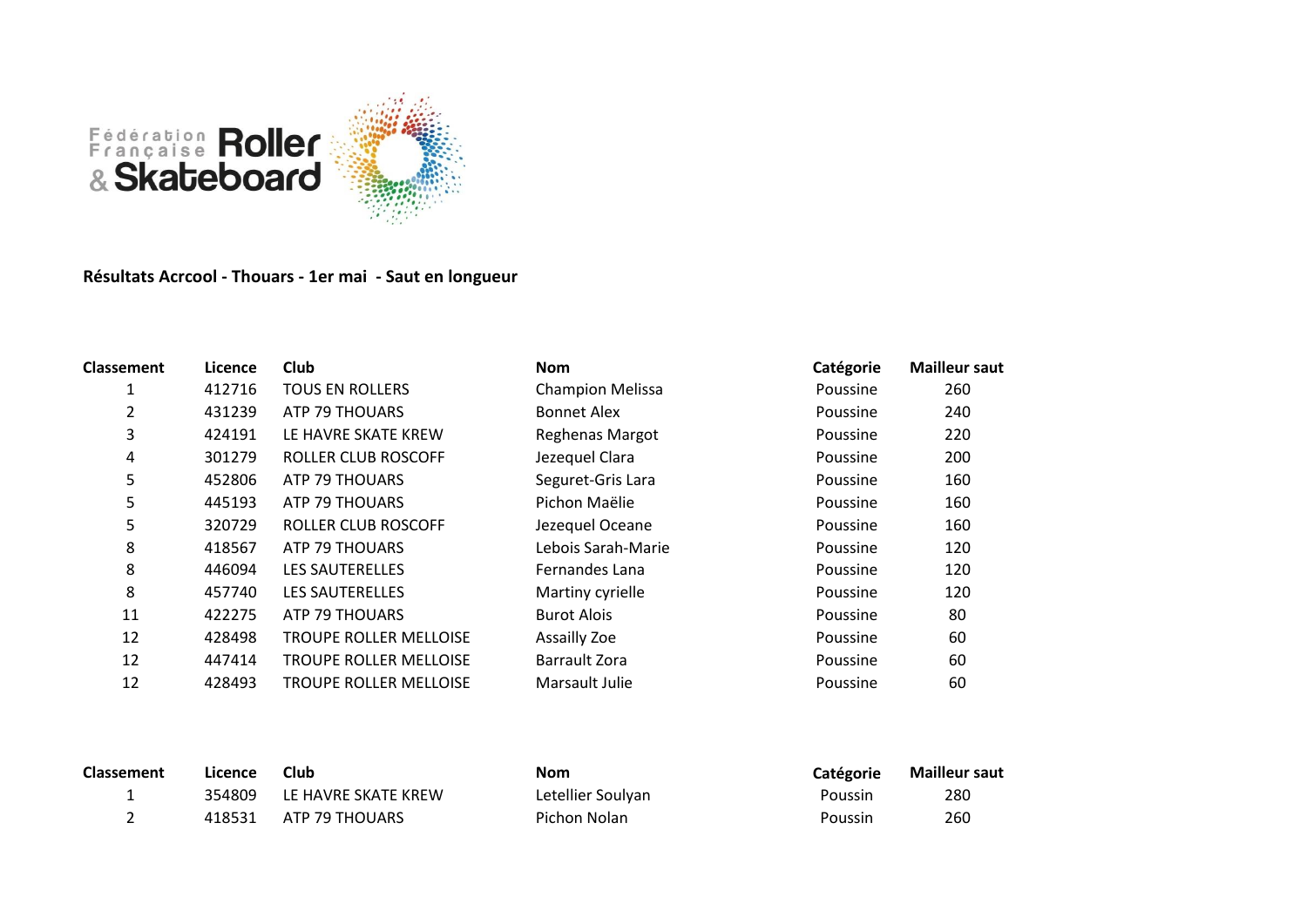Fédération Française Roller & Skateboard

**Résultats Acrcool - Thouars - 1er mai  - Saut en longueur**

| Classement | Licence | Club | Nom | Catégorie | Mailleur saut |
|---|---|---|---|---|---|
| 1 | 412716 | TOUS EN ROLLERS | Champion Melissa | Poussine | 260 |
| 2 | 431239 | ATP 79 THOUARS | Bonnet Alex | Poussine | 240 |
| 3 | 424191 | LE HAVRE SKATE KREW | Reghenas Margot | Poussine | 220 |
| 4 | 301279 | ROLLER CLUB ROSCOFF | Jezequel Clara | Poussine | 200 |
| 5 | 452806 | ATP 79 THOUARS | Seguret-Gris Lara | Poussine | 160 |
| 5 | 445193 | ATP 79 THOUARS | Pichon Maëlie | Poussine | 160 |
| 5 | 320729 | ROLLER CLUB ROSCOFF | Jezequel Oceane | Poussine | 160 |
| 8 | 418567 | ATP 79 THOUARS | Lebois Sarah-Marie | Poussine | 120 |
| 8 | 446094 | LES SAUTERELLES | Fernandes Lana | Poussine | 120 |
| 8 | 457740 | LES SAUTERELLES | Martiny cyrielle | Poussine | 120 |
| 11 | 422275 | ATP 79 THOUARS | Burot Alois | Poussine | 80 |
| 12 | 428498 | TROUPE ROLLER MELLOISE | Assailly Zoe | Poussine | 60 |
| 12 | 447414 | TROUPE ROLLER MELLOISE | Barrault Zora | Poussine | 60 |
| 12 | 428493 | TROUPE ROLLER MELLOISE | Marsault Julie | Poussine | 60 |

| Classement | Licence | Club | Nom | Catégorie | Mailleur saut |
|---|---|---|---|---|---|
| 1 | 354809 | LE HAVRE SKATE KREW | Letellier Soulyan | Poussin | 280 |
| 2 | 418531 | ATP 79 THOUARS | Pichon Nolan | Poussin | 260 |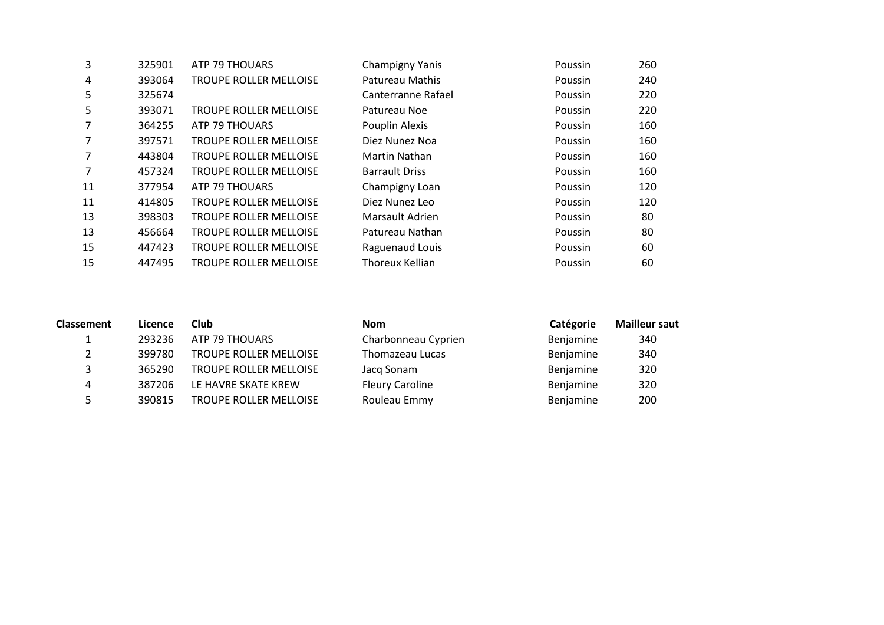| | | | | | |
|---|---|---|---|---|---|
| 3 | 325901 | ATP 79 THOUARS | Champigny Yanis | Poussin | 260 |
| 4 | 393064 | TROUPE ROLLER MELLOISE | Patureau Mathis | Poussin | 240 |
| 5 | 325674 | | Canterranne Rafael | Poussin | 220 |
| 5 | 393071 | TROUPE ROLLER MELLOISE | Patureau Noe | Poussin | 220 |
| 7 | 364255 | ATP 79 THOUARS | Pouplin Alexis | Poussin | 160 |
| 7 | 397571 | TROUPE ROLLER MELLOISE | Diez Nunez Noa | Poussin | 160 |
| 7 | 443804 | TROUPE ROLLER MELLOISE | Martin Nathan | Poussin | 160 |
| 7 | 457324 | TROUPE ROLLER MELLOISE | Barrault Driss | Poussin | 160 |
| 11 | 377954 | ATP 79 THOUARS | Champigny Loan | Poussin | 120 |
| 11 | 414805 | TROUPE ROLLER MELLOISE | Diez Nunez Leo | Poussin | 120 |
| 13 | 398303 | TROUPE ROLLER MELLOISE | Marsault Adrien | Poussin | 80 |
| 13 | 456664 | TROUPE ROLLER MELLOISE | Patureau Nathan | Poussin | 80 |
| 15 | 447423 | TROUPE ROLLER MELLOISE | Raguenaud Louis | Poussin | 60 |
| 15 | 447495 | TROUPE ROLLER MELLOISE | Thoreux Kellian | Poussin | 60 |

| Classement | Licence | Club | Nom | Catégorie | Mailleur saut |
|---|---|---|---|---|---|
| 1 | 293236 | ATP 79 THOUARS | Charbonneau Cyprien | Benjamine | 340 |
| 2 | 399780 | TROUPE ROLLER MELLOISE | Thomazeau Lucas | Benjamine | 340 |
| 3 | 365290 | TROUPE ROLLER MELLOISE | Jacq Sonam | Benjamine | 320 |
| 4 | 387206 | LE HAVRE SKATE KREW | Fleury Caroline | Benjamine | 320 |
| 5 | 390815 | TROUPE ROLLER MELLOISE | Rouleau Emmy | Benjamine | 200 |